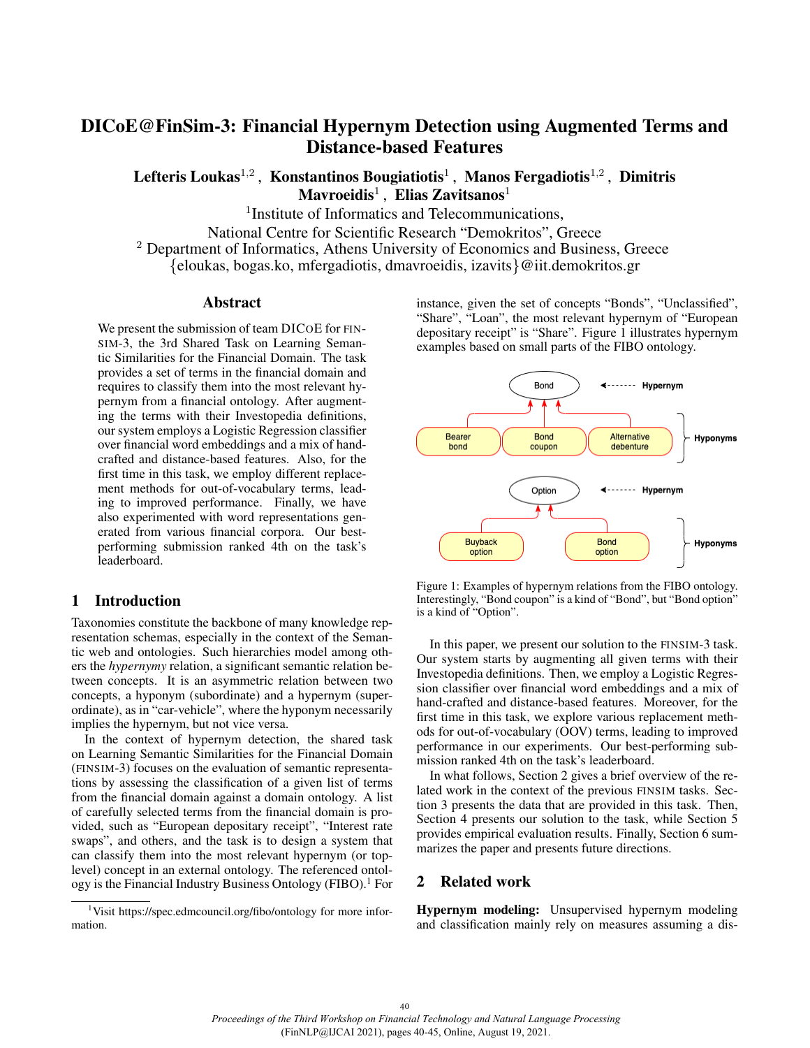# DICoE@FinSim-3: Financial Hypernym Detection using Augmented Terms and Distance-based Features

**Lefteris Loukas**[1,2] , **Konstantinos Bougiatiotis**[1] , **Manos Fergadiotis**[1,2] , **Dimitris Mavroeidis**[1] , **Elias Zavitsanos**[1]

[1]Institute of Informatics and Telecommunications,
National Centre for Scientific Research "Demokritos", Greece
[2] Department of Informatics, Athens University of Economics and Business, Greece
{eloukas, bogas.ko, mfergadiotis, dmavroeidis, izavits}@iit.demokritos.gr

## Abstract

We present the submission of team DICoE for FINSIM-3, the 3rd Shared Task on Learning Semantic Similarities for the Financial Domain. The task provides a set of terms in the financial domain and requires to classify them into the most relevant hypernym from a financial ontology. After augmenting the terms with their Investopedia definitions, our system employs a Logistic Regression classifier over financial word embeddings and a mix of hand-crafted and distance-based features. Also, for the first time in this task, we employ different replacement methods for out-of-vocabulary terms, leading to improved performance. Finally, we have also experimented with word representations generated from various financial corpora. Our best-performing submission ranked 4th on the task's leaderboard.

## 1 Introduction

Taxonomies constitute the backbone of many knowledge representation schemas, especially in the context of the Semantic web and ontologies. Such hierarchies model among others the *hypernymy* relation, a significant semantic relation between concepts. It is an asymmetric relation between two concepts, a hyponym (subordinate) and a hypernym (superordinate), as in "car-vehicle", where the hyponym necessarily implies the hypernym, but not vice versa.

In the context of hypernym detection, the shared task on Learning Semantic Similarities for the Financial Domain (FINSIM-3) focuses on the evaluation of semantic representations by assessing the classification of a given list of terms from the financial domain against a domain ontology. A list of carefully selected terms from the financial domain is provided, such as "European depositary receipt", "Interest rate swaps", and others, and the task is to design a system that can classify them into the most relevant hypernym (or top-level) concept in an external ontology. The referenced ontology is the Financial Industry Business Ontology (FIBO).[1] For instance, given the set of concepts "Bonds", "Unclassified", "Share", "Loan", the most relevant hypernym of "European depositary receipt" is "Share". Figure 1 illustrates hypernym examples based on small parts of the FIBO ontology.

Bond ← Hypernym
Bearer bond | Bond coupon | Alternative debenture ← Hyponyms

Option ← Hypernym
Buyback option | Bond option ← Hyponyms

Figure 1: Examples of hypernym relations from the FIBO ontology. Interestingly, "Bond coupon" is a kind of "Bond", but "Bond option" is a kind of "Option".

In this paper, we present our solution to the FINSIM-3 task. Our system starts by augmenting all given terms with their Investopedia definitions. Then, we employ a Logistic Regression classifier over financial word embeddings and a mix of hand-crafted and distance-based features. Moreover, for the first time in this task, we explore various replacement methods for out-of-vocabulary (OOV) terms, leading to improved performance in our experiments. Our best-performing submission ranked 4th on the task's leaderboard.

In what follows, Section 2 gives a brief overview of the related work in the context of the previous FINSIM tasks. Section 3 presents the data that are provided in this task. Then, Section 4 presents our solution to the task, while Section 5 provides empirical evaluation results. Finally, Section 6 summarizes the paper and presents future directions.

## 2 Related work

**Hypernym modeling:** Unsupervised hypernym modeling and classification mainly rely on measures assuming a dis-

[1]Visit https://spec.edmcouncil.org/fibo/ontology for more information.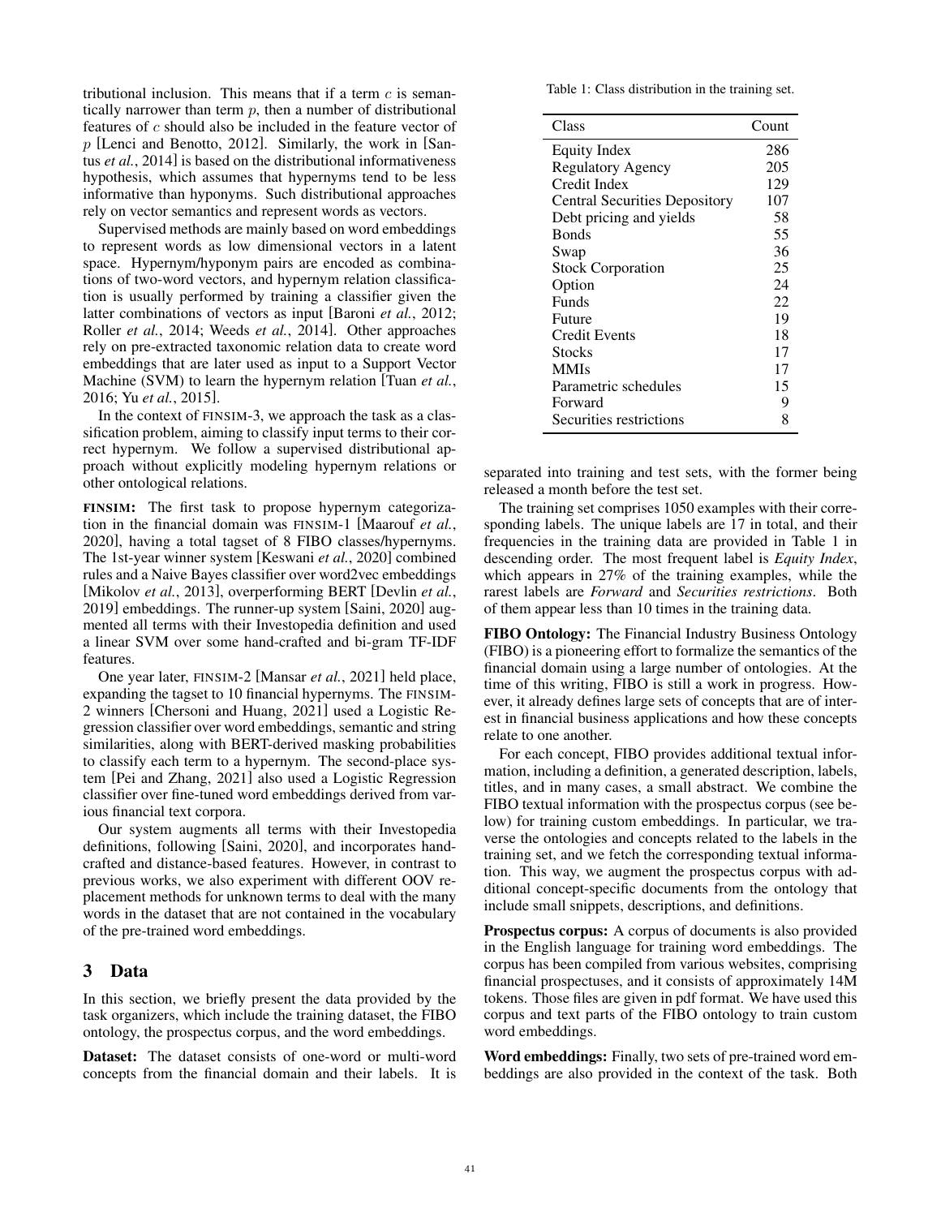tributional inclusion. This means that if a term $c$ is semantically narrower than term $p$, then a number of distributional features of $c$ should also be included in the feature vector of $p$ [Lenci and Benotto, 2012]. Similarly, the work in [Santus *et al.*, 2014] is based on the distributional informativeness hypothesis, which assumes that hypernyms tend to be less informative than hyponyms. Such distributional approaches rely on vector semantics and represent words as vectors.

Supervised methods are mainly based on word embeddings to represent words as low dimensional vectors in a latent space. Hypernym/hyponym pairs are encoded as combinations of two-word vectors, and hypernym relation classification is usually performed by training a classifier given the latter combinations of vectors as input [Baroni *et al.*, 2012; Roller *et al.*, 2014; Weeds *et al.*, 2014]. Other approaches rely on pre-extracted taxonomic relation data to create word embeddings that are later used as input to a Support Vector Machine (SVM) to learn the hypernym relation [Tuan *et al.*, 2016; Yu *et al.*, 2015].

In the context of FINSIM-3, we approach the task as a classification problem, aiming to classify input terms to their correct hypernym. We follow a supervised distributional approach without explicitly modeling hypernym relations or other ontological relations.

**FINSIM:** The first task to propose hypernym categorization in the financial domain was FINSIM-1 [Maarouf *et al.*, 2020], having a total tagset of 8 FIBO classes/hypernyms. The 1st-year winner system [Keswani *et al.*, 2020] combined rules and a Naive Bayes classifier over word2vec embeddings [Mikolov *et al.*, 2013], overperforming BERT [Devlin *et al.*, 2019] embeddings. The runner-up system [Saini, 2020] augmented all terms with their Investopedia definition and used a linear SVM over some hand-crafted and bi-gram TF-IDF features.

One year later, FINSIM-2 [Mansar *et al.*, 2021] held place, expanding the tagset to 10 financial hypernyms. The FINSIM-2 winners [Chersoni and Huang, 2021] used a Logistic Regression classifier over word embeddings, semantic and string similarities, along with BERT-derived masking probabilities to classify each term to a hypernym. The second-place system [Pei and Zhang, 2021] also used a Logistic Regression classifier over fine-tuned word embeddings derived from various financial text corpora.

Our system augments all terms with their Investopedia definitions, following [Saini, 2020], and incorporates hand-crafted and distance-based features. However, in contrast to previous works, we also experiment with different OOV replacement methods for unknown terms to deal with the many words in the dataset that are not contained in the vocabulary of the pre-trained word embeddings.

## 3 Data

In this section, we briefly present the data provided by the task organizers, which include the training dataset, the FIBO ontology, the prospectus corpus, and the word embeddings.

**Dataset:** The dataset consists of one-word or multi-word concepts from the financial domain and their labels. It is separated into training and test sets, with the former being released a month before the test set.

Table 1: Class distribution in the training set.

| Class | Count |
|---|---|
| Equity Index | 286 |
| Regulatory Agency | 205 |
| Credit Index | 129 |
| Central Securities Depository | 107 |
| Debt pricing and yields | 58 |
| Bonds | 55 |
| Swap | 36 |
| Stock Corporation | 25 |
| Option | 24 |
| Funds | 22 |
| Future | 19 |
| Credit Events | 18 |
| Stocks | 17 |
| MMIs | 17 |
| Parametric schedules | 15 |
| Forward | 9 |
| Securities restrictions | 8 |

The training set comprises 1050 examples with their corresponding labels. The unique labels are 17 in total, and their frequencies in the training data are provided in Table 1 in descending order. The most frequent label is *Equity Index*, which appears in 27% of the training examples, while the rarest labels are *Forward* and *Securities restrictions*. Both of them appear less than 10 times in the training data.

**FIBO Ontology:** The Financial Industry Business Ontology (FIBO) is a pioneering effort to formalize the semantics of the financial domain using a large number of ontologies. At the time of this writing, FIBO is still a work in progress. However, it already defines large sets of concepts that are of interest in financial business applications and how these concepts relate to one another.

For each concept, FIBO provides additional textual information, including a definition, a generated description, labels, titles, and in many cases, a small abstract. We combine the FIBO textual information with the prospectus corpus (see below) for training custom embeddings. In particular, we traverse the ontologies and concepts related to the labels in the training set, and we fetch the corresponding textual information. This way, we augment the prospectus corpus with additional concept-specific documents from the ontology that include small snippets, descriptions, and definitions.

**Prospectus corpus:** A corpus of documents is also provided in the English language for training word embeddings. The corpus has been compiled from various websites, comprising financial prospectuses, and it consists of approximately 14M tokens. Those files are given in pdf format. We have used this corpus and text parts of the FIBO ontology to train custom word embeddings.

**Word embeddings:** Finally, two sets of pre-trained word embeddings are also provided in the context of the task. Both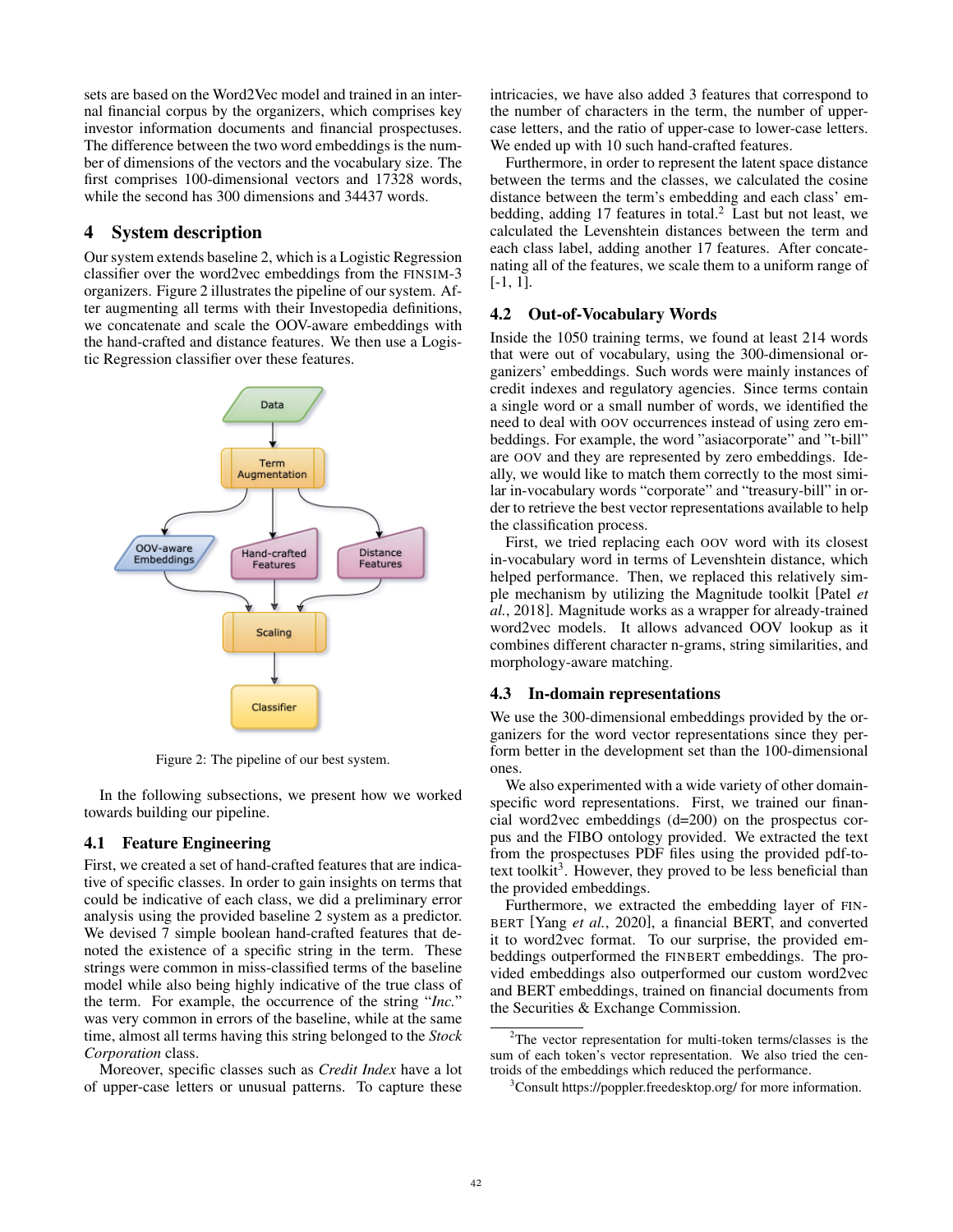sets are based on the Word2Vec model and trained in an internal financial corpus by the organizers, which comprises key investor information documents and financial prospectuses. The difference between the two word embeddings is the number of dimensions of the vectors and the vocabulary size. The first comprises 100-dimensional vectors and 17328 words, while the second has 300 dimensions and 34437 words.

## 4 System description

Our system extends baseline 2, which is a Logistic Regression classifier over the word2vec embeddings from the FINSIM-3 organizers. Figure 2 illustrates the pipeline of our system. After augmenting all terms with their Investopedia definitions, we concatenate and scale the OOV-aware embeddings with the hand-crafted and distance features. We then use a Logistic Regression classifier over these features.

Figure 2: The pipeline of our best system.

In the following subsections, we present how we worked towards building our pipeline.

### 4.1 Feature Engineering

First, we created a set of hand-crafted features that are indicative of specific classes. In order to gain insights on terms that could be indicative of each class, we did a preliminary error analysis using the provided baseline 2 system as a predictor. We devised 7 simple boolean hand-crafted features that denoted the existence of a specific string in the term. These strings were common in miss-classified terms of the baseline model while also being highly indicative of the true class of the term. For example, the occurrence of the string "*Inc.*" was very common in errors of the baseline, while at the same time, almost all terms having this string belonged to the *Stock Corporation* class.

Moreover, specific classes such as *Credit Index* have a lot of upper-case letters or unusual patterns. To capture these intricacies, we have also added 3 features that correspond to the number of characters in the term, the number of upper-case letters, and the ratio of upper-case to lower-case letters. We ended up with 10 such hand-crafted features.

Furthermore, in order to represent the latent space distance between the terms and the classes, we calculated the cosine distance between the term's embedding and each class' embedding, adding 17 features in total.[2] Last but not least, we calculated the Levenshtein distances between the term and each class label, adding another 17 features. After concatenating all of the features, we scale them to a uniform range of [-1, 1].

### 4.2 Out-of-Vocabulary Words

Inside the 1050 training terms, we found at least 214 words that were out of vocabulary, using the 300-dimensional organizers' embeddings. Such words were mainly instances of credit indexes and regulatory agencies. Since terms contain a single word or a small number of words, we identified the need to deal with OOV occurrences instead of using zero embeddings. For example, the word "asiacorporate" and "t-bill" are OOV and they are represented by zero embeddings. Ideally, we would like to match them correctly to the most similar in-vocabulary words "corporate" and "treasury-bill" in order to retrieve the best vector representations available to help the classification process.

First, we tried replacing each OOV word with its closest in-vocabulary word in terms of Levenshtein distance, which helped performance. Then, we replaced this relatively simple mechanism by utilizing the Magnitude toolkit [Patel *et al.*, 2018]. Magnitude works as a wrapper for already-trained word2vec models. It allows advanced OOV lookup as it combines different character n-grams, string similarities, and morphology-aware matching.

### 4.3 In-domain representations

We use the 300-dimensional embeddings provided by the organizers for the word vector representations since they perform better in the development set than the 100-dimensional ones.

We also experimented with a wide variety of other domain-specific word representations. First, we trained our financial word2vec embeddings (d=200) on the prospectus corpus and the FIBO ontology provided. We extracted the text from the prospectuses PDF files using the provided pdf-to-text toolkit[3]. However, they proved to be less beneficial than the provided embeddings.

Furthermore, we extracted the embedding layer of FINBERT [Yang *et al.*, 2020], a financial BERT, and converted it to word2vec format. To our surprise, the provided embeddings outperformed the FINBERT embeddings. The provided embeddings also outperformed our custom word2vec and BERT embeddings, trained on financial documents from the Securities & Exchange Commission.

[2]The vector representation for multi-token terms/classes is the sum of each token's vector representation. We also tried the centroids of the embeddings which reduced the performance.

[3]Consult https://poppler.freedesktop.org/ for more information.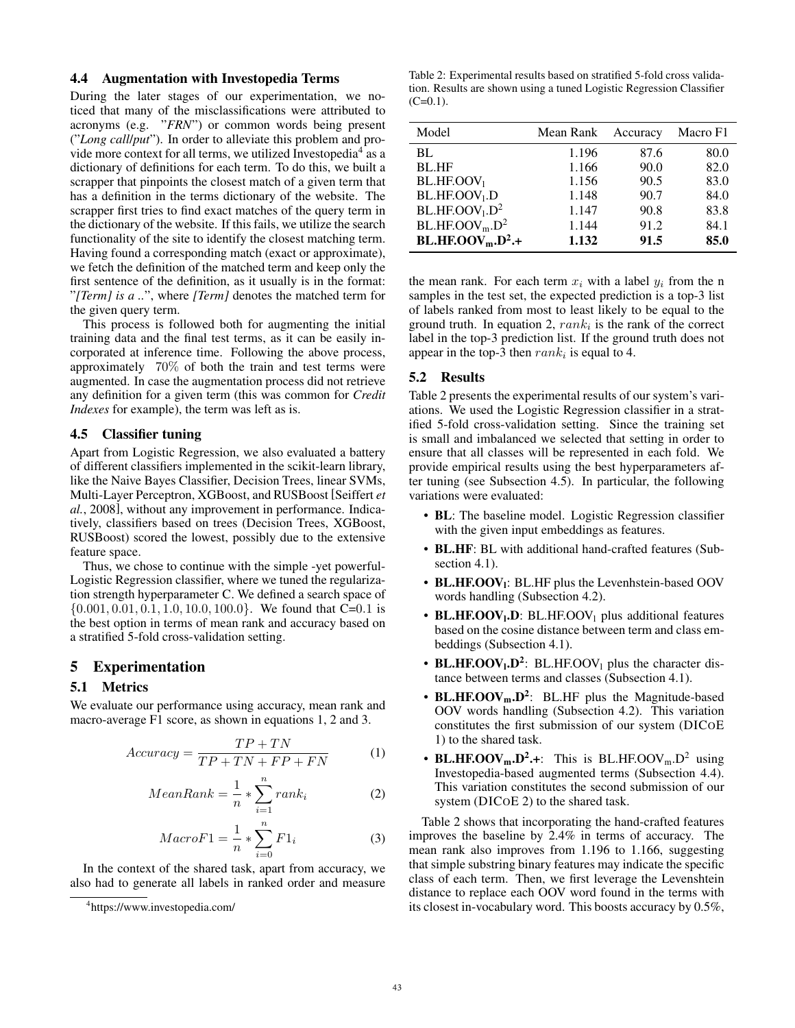### 4.4 Augmentation with Investopedia Terms

During the later stages of our experimentation, we noticed that many of the misclassifications were attributed to acronyms (e.g. "*FRN*") or common words being present ("*Long call/put*"). In order to alleviate this problem and provide more context for all terms, we utilized Investopedia[4] as a dictionary of definitions for each term. To do this, we built a scrapper that pinpoints the closest match of a given term that has a definition in the terms dictionary of the website. The scrapper first tries to find exact matches of the query term in the dictionary of the website. If this fails, we utilize the search functionality of the site to identify the closest matching term. Having found a corresponding match (exact or approximate), we fetch the definition of the matched term and keep only the first sentence of the definition, as it usually is in the format: "*[Term] is a ..*", where *[Term]* denotes the matched term for the given query term.

This process is followed both for augmenting the initial training data and the final test terms, as it can be easily incorporated at inference time. Following the above process, approximately $70\%$ of both the train and test terms were augmented. In case the augmentation process did not retrieve any definition for a given term (this was common for *Credit Indexes* for example), the term was left as is.

### 4.5 Classifier tuning

Apart from Logistic Regression, we also evaluated a battery of different classifiers implemented in the scikit-learn library, like the Naive Bayes Classifier, Decision Trees, linear SVMs, Multi-Layer Perceptron, XGBoost, and RUSBoost [Seiffert *et al.*, 2008], without any improvement in performance. Indicatively, classifiers based on trees (Decision Trees, XGBoost, RUSBoost) scored the lowest, possibly due to the extensive feature space.

Thus, we chose to continue with the simple -yet powerful- Logistic Regression classifier, where we tuned the regularization strength hyperparameter C. We defined a search space of $\{0.001, 0.01, 0.1, 1.0, 10.0, 100.0\}$. We found that C=$0.1$ is the best option in terms of mean rank and accuracy based on a stratified 5-fold cross-validation setting.

## 5 Experimentation

### 5.1 Metrics

We evaluate our performance using accuracy, mean rank and macro-average F1 score, as shown in equations 1, 2 and 3.

$$Accuracy = \frac{TP + TN}{TP + TN + FP + FN} \tag{1}$$

$$MeanRank = \frac{1}{n} * \sum_{i=1}^{n} rank_i \tag{2}$$

$$MacroF1 = \frac{1}{n} * \sum_{i=0}^{n} F1_i \tag{3}$$

In the context of the shared task, apart from accuracy, we also had to generate all labels in ranked order and measure the mean rank. For each term $x_i$ with a label $y_i$ from the n samples in the test set, the expected prediction is a top-3 list of labels ranked from most to least likely to be equal to the ground truth. In equation 2, $rank_i$ is the rank of the correct label in the top-3 prediction list. If the ground truth does not appear in the top-3 then $rank_i$ is equal to 4.

[4] https://www.investopedia.com/

Table 2: Experimental results based on stratified 5-fold cross validation. Results are shown using a tuned Logistic Regression Classifier (C=0.1).

| Model | Mean Rank | Accuracy | Macro F1 |
|---|---|---|---|
| BL | 1.196 | 87.6 | 80.0 |
| BL.HF | 1.166 | 90.0 | 82.0 |
| BL.HF.$OOV_l$ | 1.156 | 90.5 | 83.0 |
| BL.HF.$OOV_l$.D | 1.148 | 90.7 | 84.0 |
| BL.HF.$OOV_l$.$D^2$ | 1.147 | 90.8 | 83.8 |
| BL.HF.$OOV_m$.$D^2$ | 1.144 | 91.2 | 84.1 |
| **BL.HF.$OOV_m$.$D^2$.+** | **1.132** | **91.5** | **85.0** |

### 5.2 Results

Table 2 presents the experimental results of our system's variations. We used the Logistic Regression classifier in a stratified 5-fold cross-validation setting. Since the training set is small and imbalanced we selected that setting in order to ensure that all classes will be represented in each fold. We provide empirical results using the best hyperparameters after tuning (see Subsection 4.5). In particular, the following variations were evaluated:

- **BL**: The baseline model. Logistic Regression classifier with the given input embeddings as features.
- **BL.HF**: BL with additional hand-crafted features (Subsection 4.1).
- **BL.HF.$OOV_l$**: BL.HF plus the Levenhstein-based OOV words handling (Subsection 4.2).
- **BL.HF.$OOV_l$.D**: BL.HF.$OOV_l$ plus additional features based on the cosine distance between term and class embeddings (Subsection 4.1).
- **BL.HF.$OOV_l$.$D^2$**: BL.HF.$OOV_l$ plus the character distance between terms and classes (Subsection 4.1).
- **BL.HF.$OOV_m$.$D^2$**: BL.HF plus the Magnitude-based OOV words handling (Subsection 4.2). This variation constitutes the first submission of our system (DICoE 1) to the shared task.
- **BL.HF.$OOV_m$.$D^2$.+**: This is BL.HF.$OOV_m$.$D^2$ using Investopedia-based augmented terms (Subsection 4.4). This variation constitutes the second submission of our system (DICoE 2) to the shared task.

Table 2 shows that incorporating the hand-crafted features improves the baseline by 2.4% in terms of accuracy. The mean rank also improves from 1.196 to 1.166, suggesting that simple substring binary features may indicate the specific class of each term. Then, we first leverage the Levenshtein distance to replace each OOV word found in the terms with its closest in-vocabulary word. This boosts accuracy by 0.5%,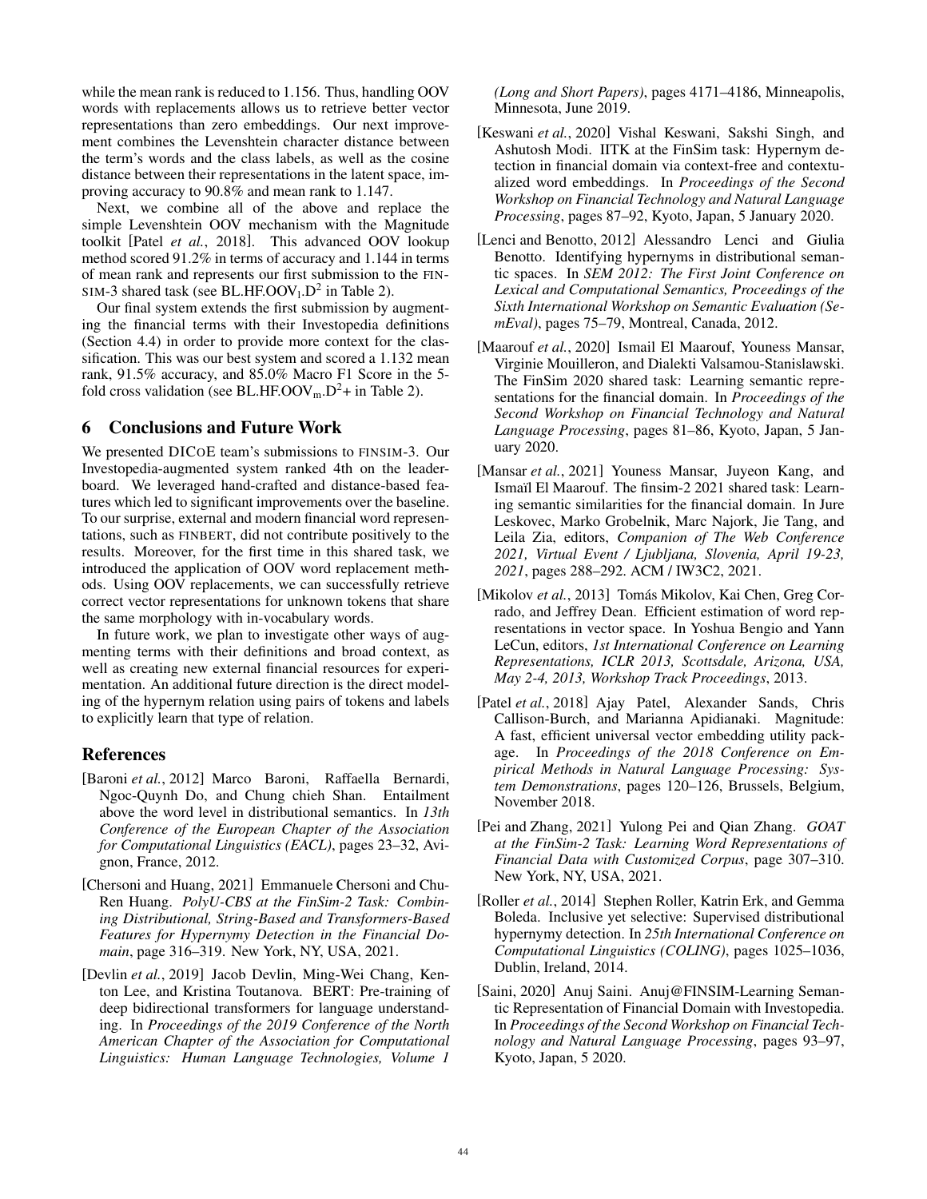while the mean rank is reduced to 1.156. Thus, handling OOV words with replacements allows us to retrieve better vector representations than zero embeddings. Our next improvement combines the Levenshtein character distance between the term's words and the class labels, as well as the cosine distance between their representations in the latent space, improving accuracy to 90.8% and mean rank to 1.147.

Next, we combine all of the above and replace the simple Levenshtein OOV mechanism with the Magnitude toolkit [Patel *et al.*, 2018]. This advanced OOV lookup method scored 91.2% in terms of accuracy and 1.144 in terms of mean rank and represents our first submission to the FINSIM-3 shared task (see BL.HF.$OOV_l$.$D^2$ in Table 2).

Our final system extends the first submission by augmenting the financial terms with their Investopedia definitions (Section 4.4) in order to provide more context for the classification. This was our best system and scored a 1.132 mean rank, 91.5% accuracy, and 85.0% Macro F1 Score in the 5-fold cross validation (see BL.HF.$OOV_m$.$D^2$+ in Table 2).

## 6 Conclusions and Future Work

We presented DICOE team's submissions to FINSIM-3. Our Investopedia-augmented system ranked 4th on the leaderboard. We leveraged hand-crafted and distance-based features which led to significant improvements over the baseline. To our surprise, external and modern financial word representations, such as FINBERT, did not contribute positively to the results. Moreover, for the first time in this shared task, we introduced the application of OOV word replacement methods. Using OOV replacements, we can successfully retrieve correct vector representations for unknown tokens that share the same morphology with in-vocabulary words.

In future work, we plan to investigate other ways of augmenting terms with their definitions and broad context, as well as creating new external financial resources for experimentation. An additional future direction is the direct modeling of the hypernym relation using pairs of tokens and labels to explicitly learn that type of relation.

## References

[Baroni *et al.*, 2012] Marco Baroni, Raffaella Bernardi, Ngoc-Quynh Do, and Chung chieh Shan. Entailment above the word level in distributional semantics. In *13th Conference of the European Chapter of the Association for Computational Linguistics (EACL)*, pages 23–32, Avignon, France, 2012.

[Chersoni and Huang, 2021] Emmanuele Chersoni and Chu-Ren Huang. *PolyU-CBS at the FinSim-2 Task: Combining Distributional, String-Based and Transformers-Based Features for Hypernymy Detection in the Financial Domain*, page 316–319. New York, NY, USA, 2021.

[Devlin *et al.*, 2019] Jacob Devlin, Ming-Wei Chang, Kenton Lee, and Kristina Toutanova. BERT: Pre-training of deep bidirectional transformers for language understanding. In *Proceedings of the 2019 Conference of the North American Chapter of the Association for Computational Linguistics: Human Language Technologies, Volume 1 (Long and Short Papers)*, pages 4171–4186, Minneapolis, Minnesota, June 2019.

[Keswani *et al.*, 2020] Vishal Keswani, Sakshi Singh, and Ashutosh Modi. IITK at the FinSim task: Hypernym detection in financial domain via context-free and contextualized word embeddings. In *Proceedings of the Second Workshop on Financial Technology and Natural Language Processing*, pages 87–92, Kyoto, Japan, 5 January 2020.

[Lenci and Benotto, 2012] Alessandro Lenci and Giulia Benotto. Identifying hypernyms in distributional semantic spaces. In *SEM 2012: The First Joint Conference on Lexical and Computational Semantics, Proceedings of the Sixth International Workshop on Semantic Evaluation (SemEval)*, pages 75–79, Montreal, Canada, 2012.

[Maarouf *et al.*, 2020] Ismail El Maarouf, Youness Mansar, Virginie Mouilleron, and Dialekti Valsamou-Stanislawski. The FinSim 2020 shared task: Learning semantic representations for the financial domain. In *Proceedings of the Second Workshop on Financial Technology and Natural Language Processing*, pages 81–86, Kyoto, Japan, 5 January 2020.

[Mansar *et al.*, 2021] Youness Mansar, Juyeon Kang, and Ismaïl El Maarouf. The finsim-2 2021 shared task: Learning semantic similarities for the financial domain. In Jure Leskovec, Marko Grobelnik, Marc Najork, Jie Tang, and Leila Zia, editors, *Companion of The Web Conference 2021, Virtual Event / Ljubljana, Slovenia, April 19-23, 2021*, pages 288–292. ACM / IW3C2, 2021.

[Mikolov *et al.*, 2013] Tomás Mikolov, Kai Chen, Greg Corrado, and Jeffrey Dean. Efficient estimation of word representations in vector space. In Yoshua Bengio and Yann LeCun, editors, *1st International Conference on Learning Representations, ICLR 2013, Scottsdale, Arizona, USA, May 2-4, 2013, Workshop Track Proceedings*, 2013.

[Patel *et al.*, 2018] Ajay Patel, Alexander Sands, Chris Callison-Burch, and Marianna Apidianaki. Magnitude: A fast, efficient universal vector embedding utility package. In *Proceedings of the 2018 Conference on Empirical Methods in Natural Language Processing: System Demonstrations*, pages 120–126, Brussels, Belgium, November 2018.

[Pei and Zhang, 2021] Yulong Pei and Qian Zhang. *GOAT at the FinSim-2 Task: Learning Word Representations of Financial Data with Customized Corpus*, page 307–310. New York, NY, USA, 2021.

[Roller *et al.*, 2014] Stephen Roller, Katrin Erk, and Gemma Boleda. Inclusive yet selective: Supervised distributional hypernymy detection. In *25th International Conference on Computational Linguistics (COLING)*, pages 1025–1036, Dublin, Ireland, 2014.

[Saini, 2020] Anuj Saini. Anuj@FINSIM-Learning Semantic Representation of Financial Domain with Investopedia. In *Proceedings of the Second Workshop on Financial Technology and Natural Language Processing*, pages 93–97, Kyoto, Japan, 5 2020.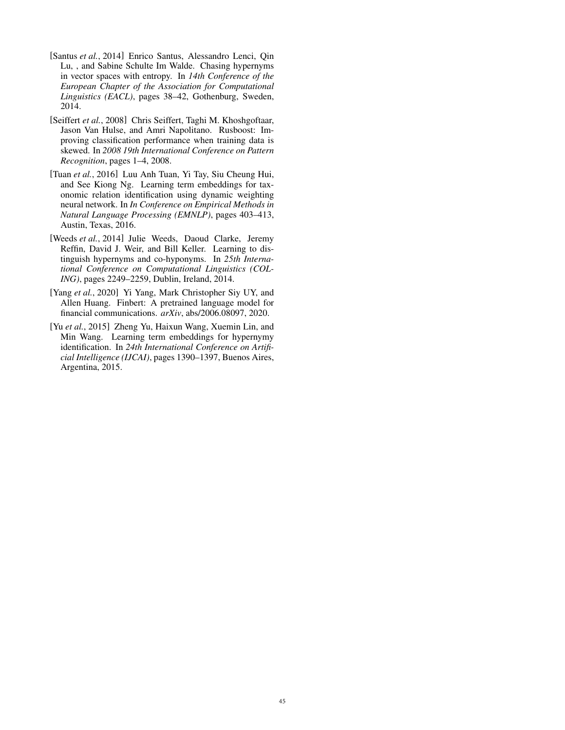[Santus *et al.*, 2014] Enrico Santus, Alessandro Lenci, Qin Lu, , and Sabine Schulte Im Walde. Chasing hypernyms in vector spaces with entropy. In *14th Conference of the European Chapter of the Association for Computational Linguistics (EACL)*, pages 38–42, Gothenburg, Sweden, 2014.

[Seiffert *et al.*, 2008] Chris Seiffert, Taghi M. Khoshgoftaar, Jason Van Hulse, and Amri Napolitano. Rusboost: Improving classification performance when training data is skewed. In *2008 19th International Conference on Pattern Recognition*, pages 1–4, 2008.

[Tuan *et al.*, 2016] Luu Anh Tuan, Yi Tay, Siu Cheung Hui, and See Kiong Ng. Learning term embeddings for taxonomic relation identification using dynamic weighting neural network. In *In Conference on Empirical Methods in Natural Language Processing (EMNLP)*, pages 403–413, Austin, Texas, 2016.

[Weeds *et al.*, 2014] Julie Weeds, Daoud Clarke, Jeremy Reffin, David J. Weir, and Bill Keller. Learning to distinguish hypernyms and co-hyponyms. In *25th International Conference on Computational Linguistics (COLING)*, pages 2249–2259, Dublin, Ireland, 2014.

[Yang *et al.*, 2020] Yi Yang, Mark Christopher Siy UY, and Allen Huang. Finbert: A pretrained language model for financial communications. *arXiv*, abs/2006.08097, 2020.

[Yu *et al.*, 2015] Zheng Yu, Haixun Wang, Xuemin Lin, and Min Wang. Learning term embeddings for hypernymy identification. In *24th International Conference on Artificial Intelligence (IJCAI)*, pages 1390–1397, Buenos Aires, Argentina, 2015.